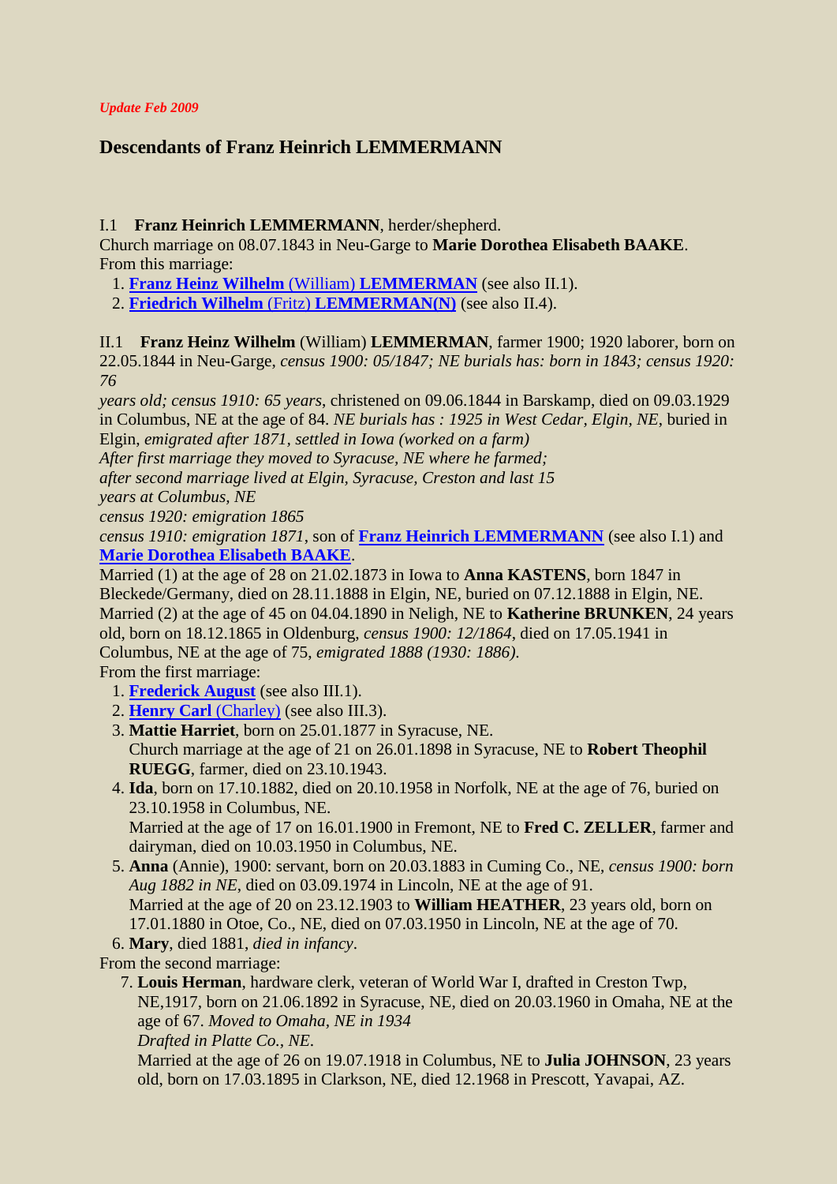*Update Feb 2009*

## Descendants of Franz Heinrich LEMMERMANN

I.1 **Franz Heinrich LEMMERMANN**, herder/shepherd.
Church marriage on 08.07.1843 in Neu-Garge to **Marie Dorothea Elisabeth BAAKE**.
From this marriage:

1. **Franz Heinz Wilhelm** (William) **LEMMERMAN** (see also II.1).
2. **Friedrich Wilhelm** (Fritz) **LEMMERMAN(N)** (see also II.4).

II.1 **Franz Heinz Wilhelm** (William) **LEMMERMAN**, farmer 1900; 1920 laborer, born on 22.05.1844 in Neu-Garge, *census 1900: 05/1847; NE burials has: born in 1843; census 1920: 76 years old; census 1910: 65 years*, christened on 09.06.1844 in Barskamp, died on 09.03.1929 in Columbus, NE at the age of 84. *NE burials has : 1925 in West Cedar, Elgin, NE*, buried in Elgin, *emigrated after 1871, settled in Iowa (worked on a farm)*
*After first marriage they moved to Syracuse, NE where he farmed;*
*after second marriage lived at Elgin, Syracuse, Creston and last 15 years at Columbus, NE*
*census 1920: emigration 1865*
*census 1910: emigration 1871*, son of **Franz Heinrich LEMMERMANN** (see also I.1) and **Marie Dorothea Elisabeth BAAKE**.
Married (1) at the age of 28 on 21.02.1873 in Iowa to **Anna KASTENS**, born 1847 in Bleckede/Germany, died on 28.11.1888 in Elgin, NE, buried on 07.12.1888 in Elgin, NE.
Married (2) at the age of 45 on 04.04.1890 in Neligh, NE to **Katherine BRUNKEN**, 24 years old, born on 18.12.1865 in Oldenburg, *census 1900: 12/1864*, died on 17.05.1941 in Columbus, NE at the age of 75, *emigrated 1888 (1930: 1886)*.
From the first marriage:

1. **Frederick August** (see also III.1).
2. **Henry Carl** (Charley) (see also III.3).
3. **Mattie Harriet**, born on 25.01.1877 in Syracuse, NE.
   Church marriage at the age of 21 on 26.01.1898 in Syracuse, NE to **Robert Theophil RUEGG**, farmer, died on 23.10.1943.
4. **Ida**, born on 17.10.1882, died on 20.10.1958 in Norfolk, NE at the age of 76, buried on 23.10.1958 in Columbus, NE.
   Married at the age of 17 on 16.01.1900 in Fremont, NE to **Fred C. ZELLER**, farmer and dairyman, died on 10.03.1950 in Columbus, NE.
5. **Anna** (Annie), 1900: servant, born on 20.03.1883 in Cuming Co., NE, *census 1900: born Aug 1882 in NE*, died on 03.09.1974 in Lincoln, NE at the age of 91.
   Married at the age of 20 on 23.12.1903 to **William HEATHER**, 23 years old, born on 17.01.1880 in Otoe, Co., NE, died on 07.03.1950 in Lincoln, NE at the age of 70.
6. **Mary**, died 1881, *died in infancy*.

From the second marriage:

7. **Louis Herman**, hardware clerk, veteran of World War I, drafted in Creston Twp, NE,1917, born on 21.06.1892 in Syracuse, NE, died on 20.03.1960 in Omaha, NE at the age of 67. *Moved to Omaha, NE in 1934*
   *Drafted in Platte Co., NE.*
   Married at the age of 26 on 19.07.1918 in Columbus, NE to **Julia JOHNSON**, 23 years old, born on 17.03.1895 in Clarkson, NE, died 12.1968 in Prescott, Yavapai, AZ.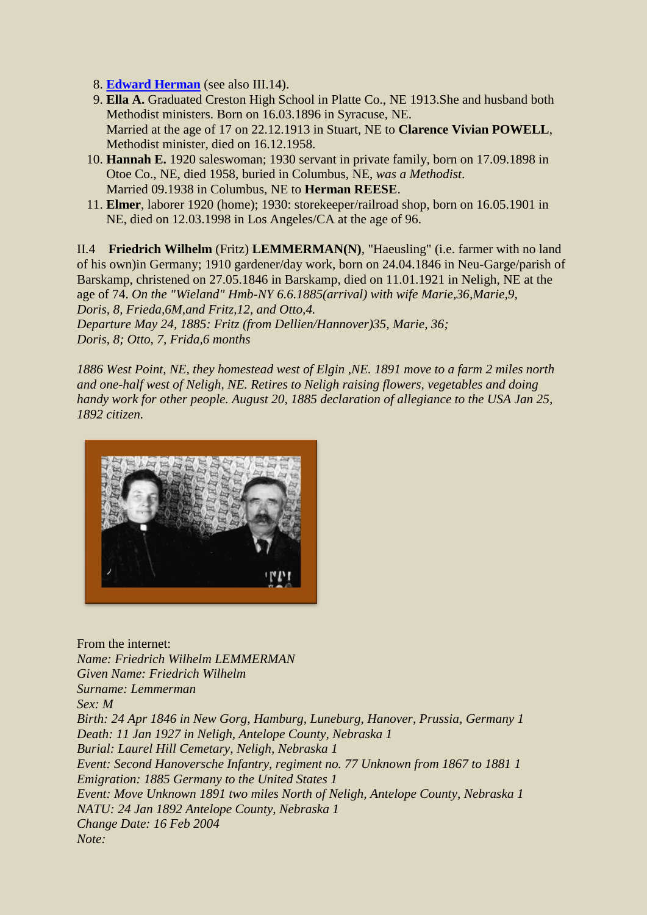8. **Edward Herman** (see also III.14).
9. **Ella A.** Graduated Creston High School in Platte Co., NE 1913.She and husband both Methodist ministers. Born on 16.03.1896 in Syracuse, NE.
   Married at the age of 17 on 22.12.1913 in Stuart, NE to **Clarence Vivian POWELL**, Methodist minister, died on 16.12.1958.
10. **Hannah E.** 1920 saleswoman; 1930 servant in private family, born on 17.09.1898 in Otoe Co., NE, died 1958, buried in Columbus, NE, *was a Methodist*.
    Married 09.1938 in Columbus, NE to **Herman REESE**.
11. **Elmer**, laborer 1920 (home); 1930: storekeeper/railroad shop, born on 16.05.1901 in NE, died on 12.03.1998 in Los Angeles/CA at the age of 96.

II.4 **Friedrich Wilhelm** (Fritz) **LEMMERMAN(N)**, "Haeusling" (i.e. farmer with no land of his own)in Germany; 1910 gardener/day work, born on 24.04.1846 in Neu-Garge/parish of Barskamp, christened on 27.05.1846 in Barskamp, died on 11.01.1921 in Neligh, NE at the age of 74. *On the "Wieland" Hmb-NY 6.6.1885(arrival) with wife Marie,36,Marie,9, Doris, 8, Frieda,6M,and Fritz,12, and Otto,4.*
*Departure May 24, 1885: Fritz (from Dellien/Hannover)35, Marie, 36; Doris, 8; Otto, 7, Frida,6 months*

*1886 West Point, NE, they homestead west of Elgin ,NE. 1891 move to a farm 2 miles north and one-half west of Neligh, NE. Retires to Neligh raising flowers, vegetables and doing handy work for other people. August 20, 1885 declaration of allegiance to the USA Jan 25, 1892 citizen.*

From the internet:
*Name: Friedrich Wilhelm LEMMERMAN*
*Given Name: Friedrich Wilhelm*
*Surname: Lemmerman*
*Sex: M*
*Birth: 24 Apr 1846 in New Gorg, Hamburg, Luneburg, Hanover, Prussia, Germany 1*
*Death: 11 Jan 1927 in Neligh, Antelope County, Nebraska 1*
*Burial: Laurel Hill Cemetary, Neligh, Nebraska 1*
*Event: Second Hanoversche Infantry, regiment no. 77 Unknown from 1867 to 1881 1*
*Emigration: 1885 Germany to the United States 1*
*Event: Move Unknown 1891 two miles North of Neligh, Antelope County, Nebraska 1*
*NATU: 24 Jan 1892 Antelope County, Nebraska 1*
*Change Date: 16 Feb 2004*
*Note:*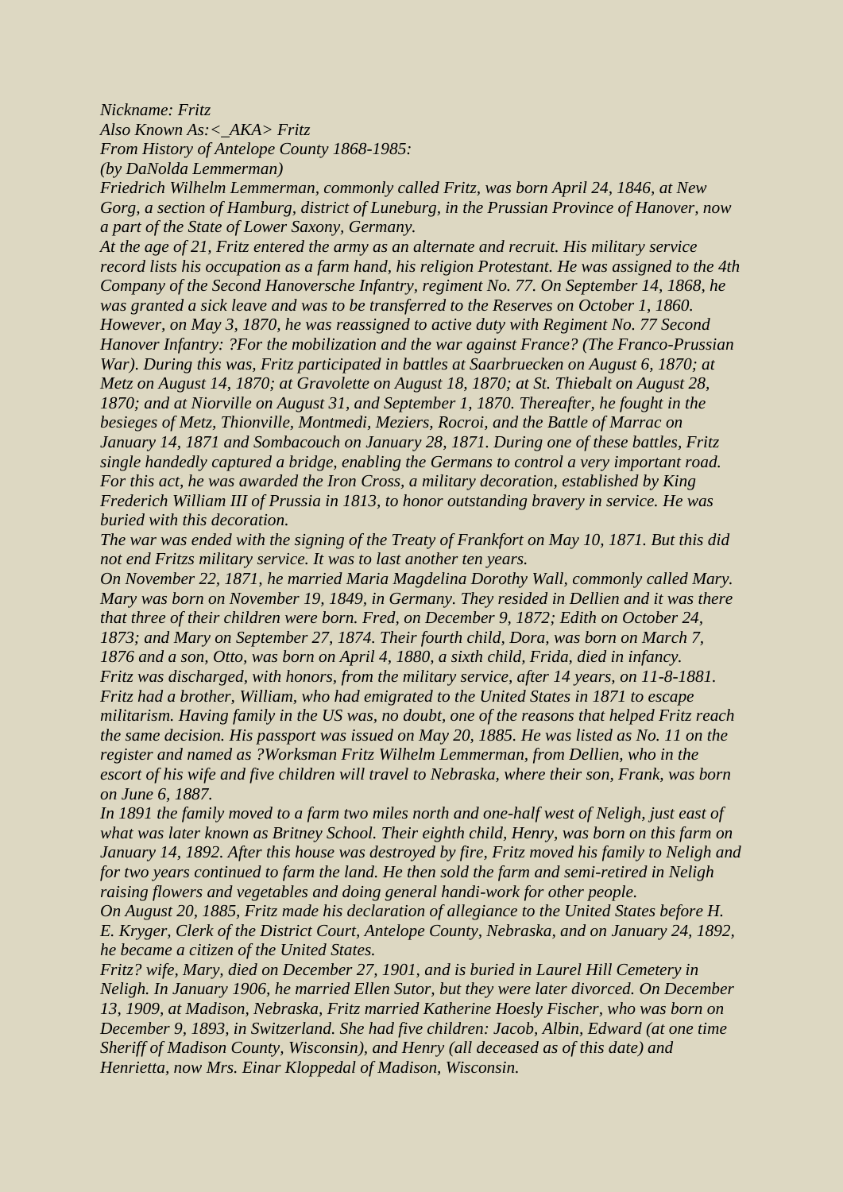*Nickname: Fritz*
*Also Known As:<_AKA> Fritz*
*From History of Antelope County 1868-1985:*
*(by DaNolda Lemmerman)*
*Friedrich Wilhelm Lemmerman, commonly called Fritz, was born April 24, 1846, at New Gorg, a section of Hamburg, district of Luneburg, in the Prussian Province of Hanover, now a part of the State of Lower Saxony, Germany.*
*At the age of 21, Fritz entered the army as an alternate and recruit. His military service record lists his occupation as a farm hand, his religion Protestant. He was assigned to the 4th Company of the Second Hanoversche Infantry, regiment No. 77. On September 14, 1868, he was granted a sick leave and was to be transferred to the Reserves on October 1, 1860. However, on May 3, 1870, he was reassigned to active duty with Regiment No. 77 Second Hanover Infantry: ?For the mobilization and the war against France? (The Franco-Prussian War). During this was, Fritz participated in battles at Saarbruecken on August 6, 1870; at Metz on August 14, 1870; at Gravolette on August 18, 1870; at St. Thiebalt on August 28, 1870; and at Niorville on August 31, and September 1, 1870. Thereafter, he fought in the besieges of Metz, Thionville, Montmedi, Meziers, Rocroi, and the Battle of Marrac on January 14, 1871 and Sombacouch on January 28, 1871. During one of these battles, Fritz single handedly captured a bridge, enabling the Germans to control a very important road. For this act, he was awarded the Iron Cross, a military decoration, established by King Frederich William III of Prussia in 1813, to honor outstanding bravery in service. He was buried with this decoration.*
*The war was ended with the signing of the Treaty of Frankfort on May 10, 1871. But this did not end Fritzs military service. It was to last another ten years.*
*On November 22, 1871, he married Maria Magdelina Dorothy Wall, commonly called Mary. Mary was born on November 19, 1849, in Germany. They resided in Dellien and it was there that three of their children were born. Fred, on December 9, 1872; Edith on October 24, 1873; and Mary on September 27, 1874. Their fourth child, Dora, was born on March 7, 1876 and a son, Otto, was born on April 4, 1880, a sixth child, Frida, died in infancy.*
*Fritz was discharged, with honors, from the military service, after 14 years, on 11-8-1881. Fritz had a brother, William, who had emigrated to the United States in 1871 to escape militarism. Having family in the US was, no doubt, one of the reasons that helped Fritz reach the same decision. His passport was issued on May 20, 1885. He was listed as No. 11 on the register and named as ?Worksman Fritz Wilhelm Lemmerman, from Dellien, who in the escort of his wife and five children will travel to Nebraska, where their son, Frank, was born on June 6, 1887.*
*In 1891 the family moved to a farm two miles north and one-half west of Neligh, just east of what was later known as Britney School. Their eighth child, Henry, was born on this farm on January 14, 1892. After this house was destroyed by fire, Fritz moved his family to Neligh and for two years continued to farm the land. He then sold the farm and semi-retired in Neligh raising flowers and vegetables and doing general handi-work for other people.*
*On August 20, 1885, Fritz made his declaration of allegiance to the United States before H. E. Kryger, Clerk of the District Court, Antelope County, Nebraska, and on January 24, 1892, he became a citizen of the United States.*
*Fritz? wife, Mary, died on December 27, 1901, and is buried in Laurel Hill Cemetery in Neligh. In January 1906, he married Ellen Sutor, but they were later divorced. On December 13, 1909, at Madison, Nebraska, Fritz married Katherine Hoesly Fischer, who was born on December 9, 1893, in Switzerland. She had five children: Jacob, Albin, Edward (at one time Sheriff of Madison County, Wisconsin), and Henry (all deceased as of this date) and Henrietta, now Mrs. Einar Kloppedal of Madison, Wisconsin.*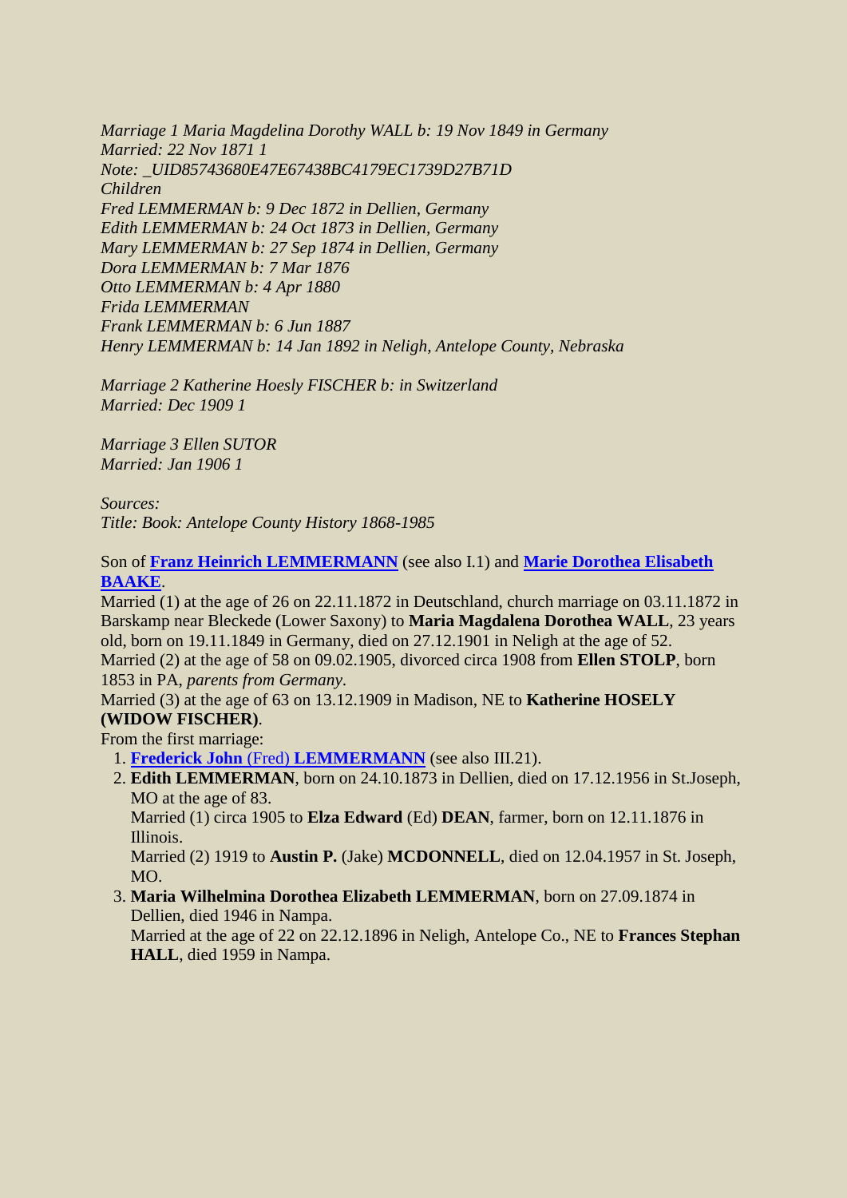*Marriage 1 Maria Magdelina Dorothy WALL b: 19 Nov 1849 in Germany*
*Married: 22 Nov 1871 1*
*Note: _UID85743680E47E67438BC4179EC1739D27B71D*
*Children*
*Fred LEMMERMAN b: 9 Dec 1872 in Dellien, Germany*
*Edith LEMMERMAN b: 24 Oct 1873 in Dellien, Germany*
*Mary LEMMERMAN b: 27 Sep 1874 in Dellien, Germany*
*Dora LEMMERMAN b: 7 Mar 1876*
*Otto LEMMERMAN b: 4 Apr 1880*
*Frida LEMMERMAN*
*Frank LEMMERMAN b: 6 Jun 1887*
*Henry LEMMERMAN b: 14 Jan 1892 in Neligh, Antelope County, Nebraska*

*Marriage 2 Katherine Hoesly FISCHER b: in Switzerland*
*Married: Dec 1909 1*

*Marriage 3 Ellen SUTOR*
*Married: Jan 1906 1*

*Sources:*
*Title: Book: Antelope County History 1868-1985*

Son of **Franz Heinrich LEMMERMANN** (see also I.1) and **Marie Dorothea Elisabeth BAAKE**.
Married (1) at the age of 26 on 22.11.1872 in Deutschland, church marriage on 03.11.1872 in Barskamp near Bleckede (Lower Saxony) to **Maria Magdalena Dorothea WALL**, 23 years old, born on 19.11.1849 in Germany, died on 27.12.1901 in Neligh at the age of 52.
Married (2) at the age of 58 on 09.02.1905, divorced circa 1908 from **Ellen STOLP**, born 1853 in PA, *parents from Germany*.
Married (3) at the age of 63 on 13.12.1909 in Madison, NE to **Katherine HOSELY (WIDOW FISCHER)**.
From the first marriage:

1. **Frederick John** (Fred) **LEMMERMANN** (see also III.21).
2. **Edith LEMMERMAN**, born on 24.10.1873 in Dellien, died on 17.12.1956 in St.Joseph, MO at the age of 83.
   Married (1) circa 1905 to **Elza Edward** (Ed) **DEAN**, farmer, born on 12.11.1876 in Illinois.
   Married (2) 1919 to **Austin P.** (Jake) **MCDONNELL**, died on 12.04.1957 in St. Joseph, MO.
3. **Maria Wilhelmina Dorothea Elizabeth LEMMERMAN**, born on 27.09.1874 in Dellien, died 1946 in Nampa.
   Married at the age of 22 on 22.12.1896 in Neligh, Antelope Co., NE to **Frances Stephan HALL**, died 1959 in Nampa.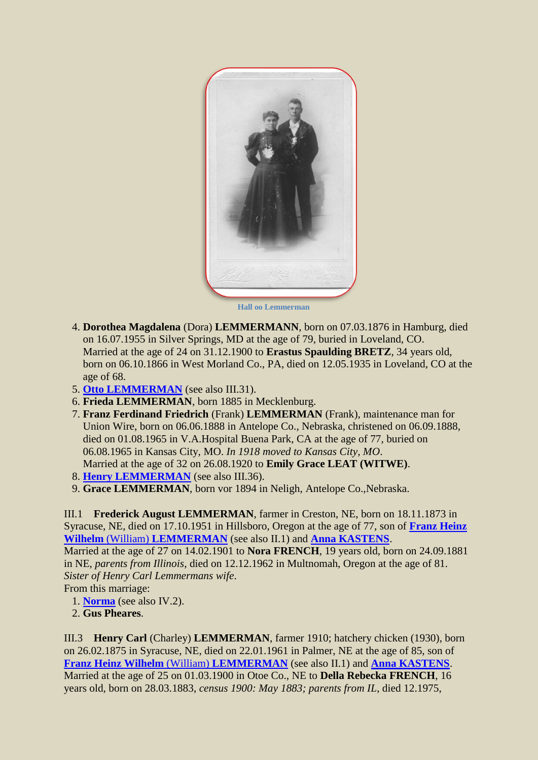Hall oo Lemmerman

4. **Dorothea Magdalena** (Dora) **LEMMERMANN**, born on 07.03.1876 in Hamburg, died on 16.07.1955 in Silver Springs, MD at the age of 79, buried in Loveland, CO.
   Married at the age of 24 on 31.12.1900 to **Erastus Spaulding BRETZ**, 34 years old, born on 06.10.1866 in West Morland Co., PA, died on 12.05.1935 in Loveland, CO at the age of 68.
5. **Otto LEMMERMAN** (see also III.31).
6. **Frieda LEMMERMAN**, born 1885 in Mecklenburg.
7. **Franz Ferdinand Friedrich** (Frank) **LEMMERMAN** (Frank), maintenance man for Union Wire, born on 06.06.1888 in Antelope Co., Nebraska, christened on 06.09.1888, died on 01.08.1965 in V.A.Hospital Buena Park, CA at the age of 77, buried on 06.08.1965 in Kansas City, MO. *In 1918 moved to Kansas City, MO*.
   Married at the age of 32 on 26.08.1920 to **Emily Grace LEAT (WITWE)**.
8. **Henry LEMMERMAN** (see also III.36).
9. **Grace LEMMERMAN**, born vor 1894 in Neligh, Antelope Co.,Nebraska.

III.1 **Frederick August LEMMERMAN**, farmer in Creston, NE, born on 18.11.1873 in Syracuse, NE, died on 17.10.1951 in Hillsboro, Oregon at the age of 77, son of **Franz Heinz Wilhelm** (William) **LEMMERMAN** (see also II.1) and **Anna KASTENS**.
Married at the age of 27 on 14.02.1901 to **Nora FRENCH**, 19 years old, born on 24.09.1881 in NE, *parents from Illinois*, died on 12.12.1962 in Multnomah, Oregon at the age of 81. *Sister of Henry Carl Lemmermans wife*.
From this marriage:

1. **Norma** (see also IV.2).
2. **Gus Pheares**.

III.3 **Henry Carl** (Charley) **LEMMERMAN**, farmer 1910; hatchery chicken (1930), born on 26.02.1875 in Syracuse, NE, died on 22.01.1961 in Palmer, NE at the age of 85, son of **Franz Heinz Wilhelm** (William) **LEMMERMAN** (see also II.1) and **Anna KASTENS**.
Married at the age of 25 on 01.03.1900 in Otoe Co., NE to **Della Rebecka FRENCH**, 16 years old, born on 28.03.1883, *census 1900: May 1883; parents from IL*, died 12.1975,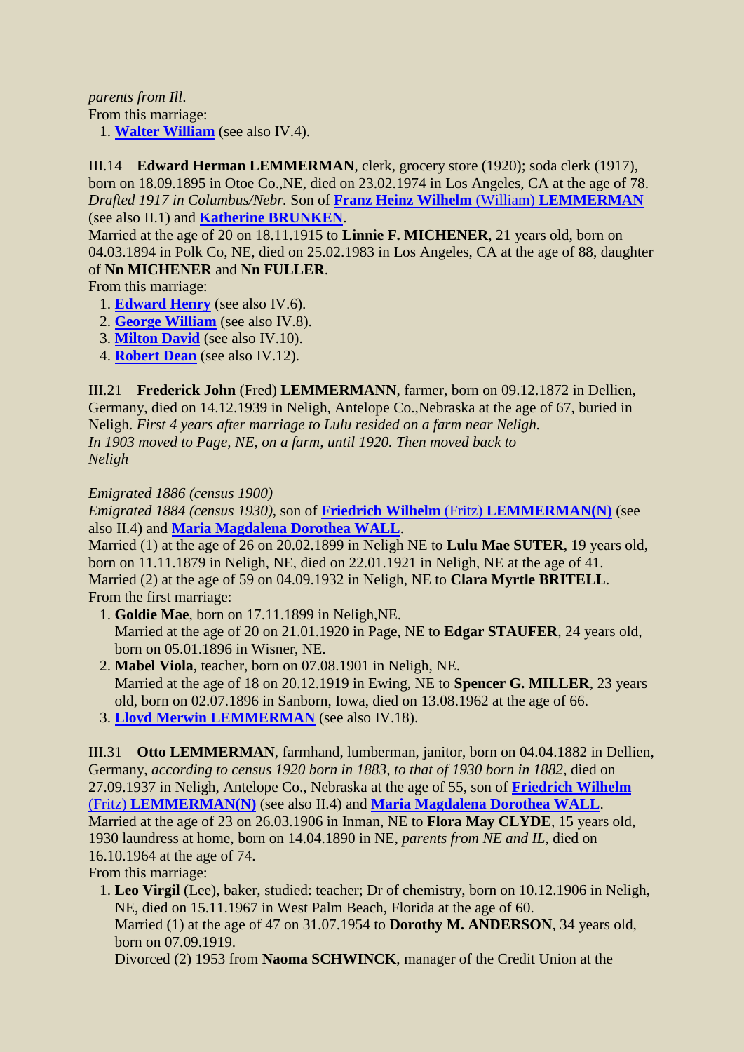*parents from Ill.*
From this marriage:

1. **Walter William** (see also IV.4).

III.14 **Edward Herman LEMMERMAN**, clerk, grocery store (1920); soda clerk (1917), born on 18.09.1895 in Otoe Co.,NE, died on 23.02.1974 in Los Angeles, CA at the age of 78. *Drafted 1917 in Columbus/Nebr.* Son of **Franz Heinz Wilhelm** (William) **LEMMERMAN** (see also II.1) and **Katherine BRUNKEN**.
Married at the age of 20 on 18.11.1915 to **Linnie F. MICHENER**, 21 years old, born on 04.03.1894 in Polk Co, NE, died on 25.02.1983 in Los Angeles, CA at the age of 88, daughter of **Nn MICHENER** and **Nn FULLER**.
From this marriage:

1. **Edward Henry** (see also IV.6).
2. **George William** (see also IV.8).
3. **Milton David** (see also IV.10).
4. **Robert Dean** (see also IV.12).

III.21 **Frederick John** (Fred) **LEMMERMANN**, farmer, born on 09.12.1872 in Dellien, Germany, died on 14.12.1939 in Neligh, Antelope Co.,Nebraska at the age of 67, buried in Neligh. *First 4 years after marriage to Lulu resided on a farm near Neligh.*
*In 1903 moved to Page, NE, on a farm, until 1920. Then moved back to*
*Neligh*

*Emigrated 1886 (census 1900)*
*Emigrated 1884 (census 1930)*, son of **Friedrich Wilhelm** (Fritz) **LEMMERMAN(N)** (see also II.4) and **Maria Magdalena Dorothea WALL**.
Married (1) at the age of 26 on 20.02.1899 in Neligh NE to **Lulu Mae SUTER**, 19 years old, born on 11.11.1879 in Neligh, NE, died on 22.01.1921 in Neligh, NE at the age of 41.
Married (2) at the age of 59 on 04.09.1932 in Neligh, NE to **Clara Myrtle BRITELL**.
From the first marriage:

1. **Goldie Mae**, born on 17.11.1899 in Neligh,NE.
   Married at the age of 20 on 21.01.1920 in Page, NE to **Edgar STAUFER**, 24 years old, born on 05.01.1896 in Wisner, NE.
2. **Mabel Viola**, teacher, born on 07.08.1901 in Neligh, NE.
   Married at the age of 18 on 20.12.1919 in Ewing, NE to **Spencer G. MILLER**, 23 years old, born on 02.07.1896 in Sanborn, Iowa, died on 13.08.1962 at the age of 66.
3. **Lloyd Merwin LEMMERMAN** (see also IV.18).

III.31 **Otto LEMMERMAN**, farmhand, lumberman, janitor, born on 04.04.1882 in Dellien, Germany, *according to census 1920 born in 1883, to that of 1930 born in 1882*, died on 27.09.1937 in Neligh, Antelope Co., Nebraska at the age of 55, son of **Friedrich Wilhelm** (Fritz) **LEMMERMAN(N)** (see also II.4) and **Maria Magdalena Dorothea WALL**.
Married at the age of 23 on 26.03.1906 in Inman, NE to **Flora May CLYDE**, 15 years old, 1930 laundress at home, born on 14.04.1890 in NE, *parents from NE and IL*, died on 16.10.1964 at the age of 74.
From this marriage:

1. **Leo Virgil** (Lee), baker, studied: teacher; Dr of chemistry, born on 10.12.1906 in Neligh, NE, died on 15.11.1967 in West Palm Beach, Florida at the age of 60.
   Married (1) at the age of 47 on 31.07.1954 to **Dorothy M. ANDERSON**, 34 years old, born on 07.09.1919.
   Divorced (2) 1953 from **Naoma SCHWINCK**, manager of the Credit Union at the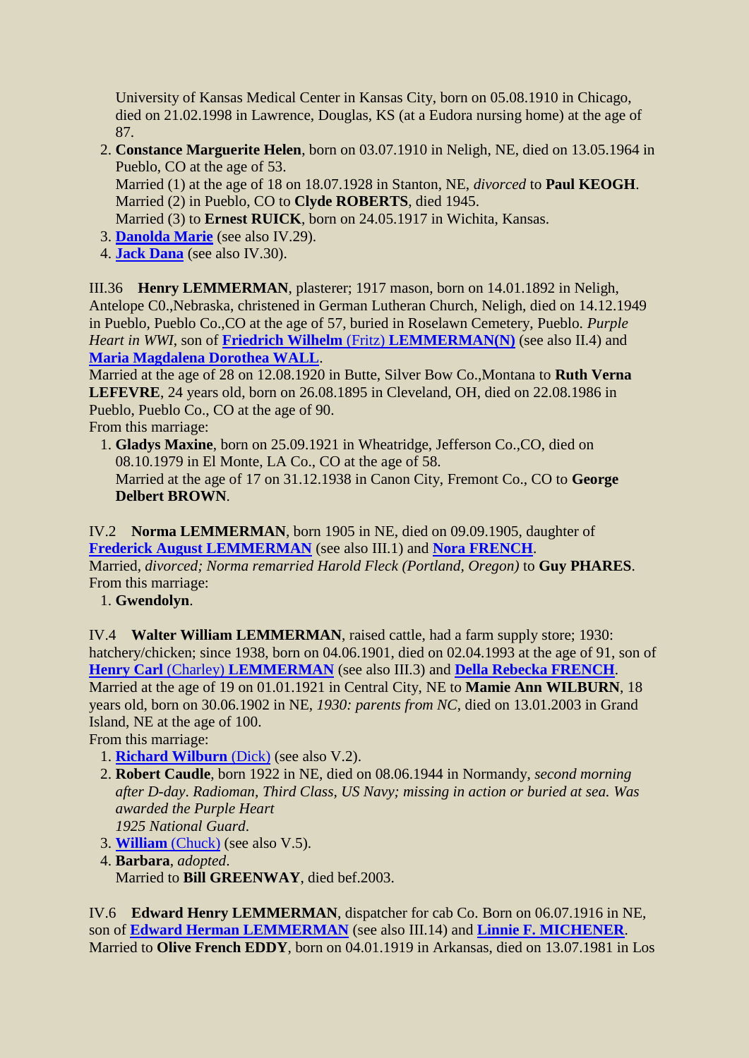University of Kansas Medical Center in Kansas City, born on 05.08.1910 in Chicago, died on 21.02.1998 in Lawrence, Douglas, KS (at a Eudora nursing home) at the age of 87.

2. **Constance Marguerite Helen**, born on 03.07.1910 in Neligh, NE, died on 13.05.1964 in Pueblo, CO at the age of 53.
   Married (1) at the age of 18 on 18.07.1928 in Stanton, NE, *divorced* to **Paul KEOGH**.
   Married (2) in Pueblo, CO to **Clyde ROBERTS**, died 1945.
   Married (3) to **Ernest RUICK**, born on 24.05.1917 in Wichita, Kansas.
3. **Danolda Marie** (see also IV.29).
4. **Jack Dana** (see also IV.30).

III.36 **Henry LEMMERMAN**, plasterer; 1917 mason, born on 14.01.1892 in Neligh, Antelope C0.,Nebraska, christened in German Lutheran Church, Neligh, died on 14.12.1949 in Pueblo, Pueblo Co.,CO at the age of 57, buried in Roselawn Cemetery, Pueblo. *Purple Heart in WWI*, son of **Friedrich Wilhelm (Fritz) LEMMERMAN(N)** (see also II.4) and **Maria Magdalena Dorothea WALL**.
Married at the age of 28 on 12.08.1920 in Butte, Silver Bow Co.,Montana to **Ruth Verna LEFEVRE**, 24 years old, born on 26.08.1895 in Cleveland, OH, died on 22.08.1986 in Pueblo, Pueblo Co., CO at the age of 90.
From this marriage:

1. **Gladys Maxine**, born on 25.09.1921 in Wheatridge, Jefferson Co.,CO, died on 08.10.1979 in El Monte, LA Co., CO at the age of 58.
   Married at the age of 17 on 31.12.1938 in Canon City, Fremont Co., CO to **George Delbert BROWN**.

IV.2 **Norma LEMMERMAN**, born 1905 in NE, died on 09.09.1905, daughter of **Frederick August LEMMERMAN** (see also III.1) and **Nora FRENCH**.
Married, *divorced; Norma remarried Harold Fleck (Portland, Oregon)* to **Guy PHARES**.
From this marriage:

1. **Gwendolyn**.

IV.4 **Walter William LEMMERMAN**, raised cattle, had a farm supply store; 1930: hatchery/chicken; since 1938, born on 04.06.1901, died on 02.04.1993 at the age of 91, son of **Henry Carl (Charley) LEMMERMAN** (see also III.3) and **Della Rebecka FRENCH**.
Married at the age of 19 on 01.01.1921 in Central City, NE to **Mamie Ann WILBURN**, 18 years old, born on 30.06.1902 in NE, *1930: parents from NC*, died on 13.01.2003 in Grand Island, NE at the age of 100.
From this marriage:

1. **Richard Wilburn (Dick)** (see also V.2).
2. **Robert Caudle**, born 1922 in NE, died on 08.06.1944 in Normandy, *second morning after D-day. Radioman, Third Class, US Navy; missing in action or buried at sea. Was awarded the Purple Heart*
   *1925 National Guard*.
3. **William (Chuck)** (see also V.5).
4. **Barbara**, *adopted*.
   Married to **Bill GREENWAY**, died bef.2003.

IV.6 **Edward Henry LEMMERMAN**, dispatcher for cab Co. Born on 06.07.1916 in NE, son of **Edward Herman LEMMERMAN** (see also III.14) and **Linnie F. MICHENER**.
Married to **Olive French EDDY**, born on 04.01.1919 in Arkansas, died on 13.07.1981 in Los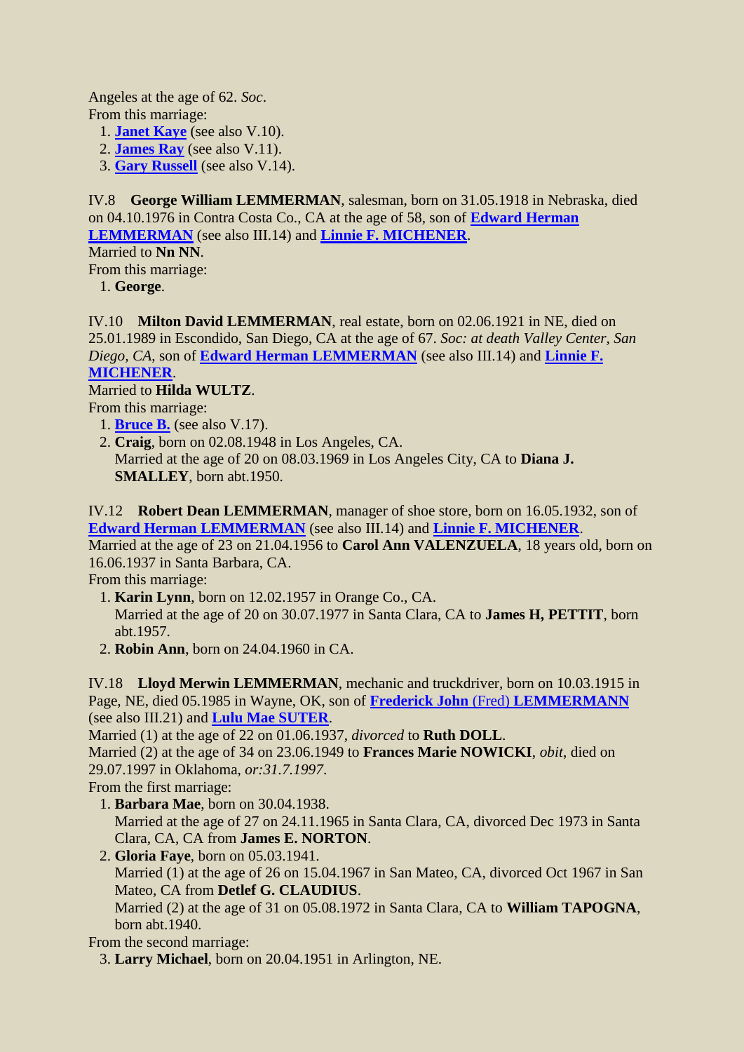Angeles at the age of 62. *Soc*.
From this marriage:

1. **Janet Kaye** (see also V.10).
2. **James Ray** (see also V.11).
3. **Gary Russell** (see also V.14).

IV.8 **George William LEMMERMAN**, salesman, born on 31.05.1918 in Nebraska, died on 04.10.1976 in Contra Costa Co., CA at the age of 58, son of **Edward Herman LEMMERMAN** (see also III.14) and **Linnie F. MICHENER**.
Married to **Nn NN**.
From this marriage:

1. **George**.

IV.10 **Milton David LEMMERMAN**, real estate, born on 02.06.1921 in NE, died on 25.01.1989 in Escondido, San Diego, CA at the age of 67. *Soc: at death Valley Center, San Diego, CA*, son of **Edward Herman LEMMERMAN** (see also III.14) and **Linnie F. MICHENER**.
Married to **Hilda WULTZ**.
From this marriage:

1. **Bruce B.** (see also V.17).
2. **Craig**, born on 02.08.1948 in Los Angeles, CA.
   Married at the age of 20 on 08.03.1969 in Los Angeles City, CA to **Diana J. SMALLEY**, born abt.1950.

IV.12 **Robert Dean LEMMERMAN**, manager of shoe store, born on 16.05.1932, son of **Edward Herman LEMMERMAN** (see also III.14) and **Linnie F. MICHENER**.
Married at the age of 23 on 21.04.1956 to **Carol Ann VALENZUELA**, 18 years old, born on 16.06.1937 in Santa Barbara, CA.
From this marriage:

1. **Karin Lynn**, born on 12.02.1957 in Orange Co., CA.
   Married at the age of 20 on 30.07.1977 in Santa Clara, CA to **James H, PETTIT**, born abt.1957.
2. **Robin Ann**, born on 24.04.1960 in CA.

IV.18 **Lloyd Merwin LEMMERMAN**, mechanic and truckdriver, born on 10.03.1915 in Page, NE, died 05.1985 in Wayne, OK, son of **Frederick John (Fred) LEMMERMANN** (see also III.21) and **Lulu Mae SUTER**.
Married (1) at the age of 22 on 01.06.1937, *divorced* to **Ruth DOLL**.
Married (2) at the age of 34 on 23.06.1949 to **Frances Marie NOWICKI**, *obit*, died on 29.07.1997 in Oklahoma, *or:31.7.1997*.
From the first marriage:

1. **Barbara Mae**, born on 30.04.1938.
   Married at the age of 27 on 24.11.1965 in Santa Clara, CA, divorced Dec 1973 in Santa Clara, CA, CA from **James E. NORTON**.
2. **Gloria Faye**, born on 05.03.1941.
   Married (1) at the age of 26 on 15.04.1967 in San Mateo, CA, divorced Oct 1967 in San Mateo, CA from **Detlef G. CLAUDIUS**.
   Married (2) at the age of 31 on 05.08.1972 in Santa Clara, CA to **William TAPOGNA**, born abt.1940.

From the second marriage:

3. **Larry Michael**, born on 20.04.1951 in Arlington, NE.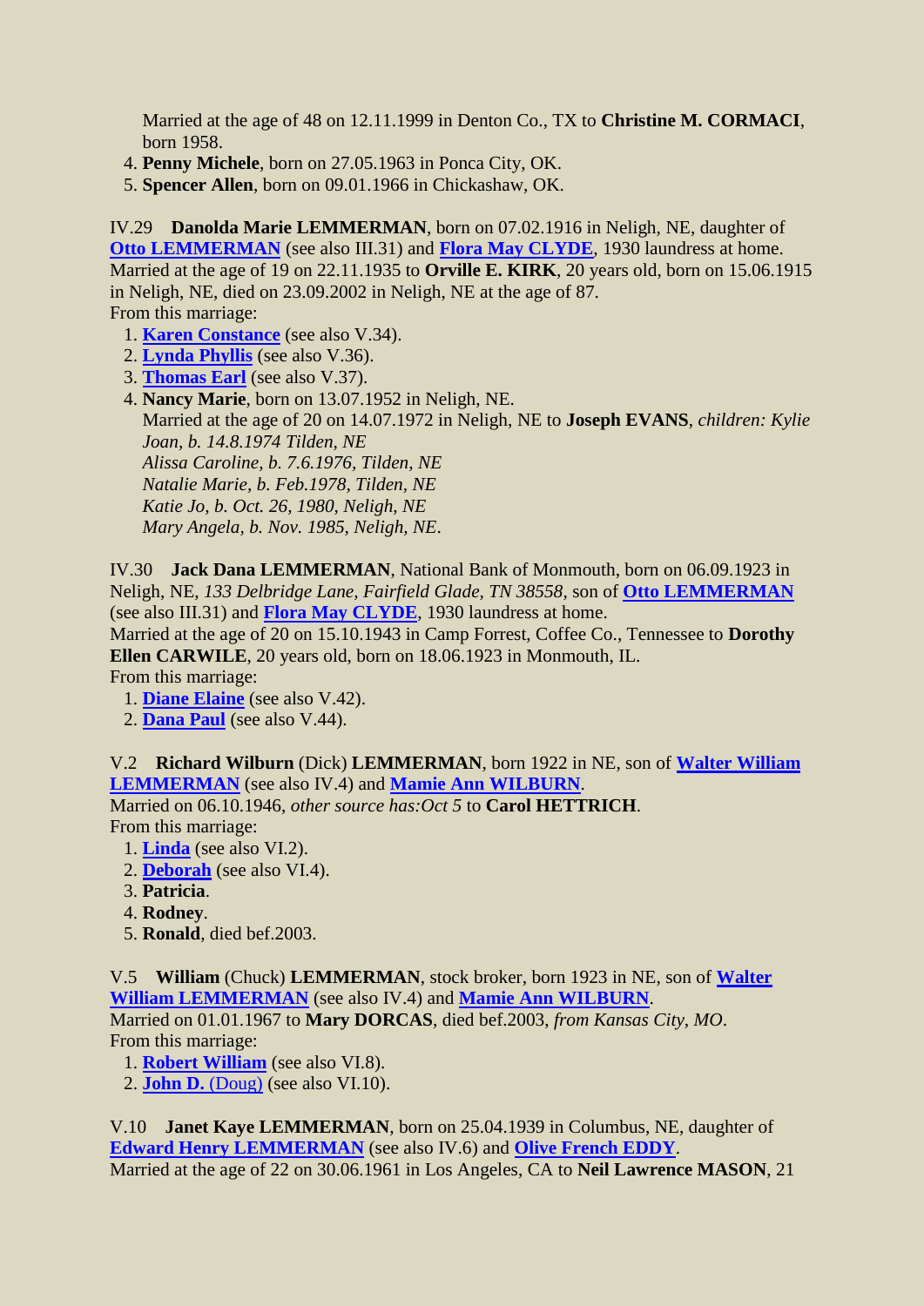Married at the age of 48 on 12.11.1999 in Denton Co., TX to **Christine M. CORMACI**, born 1958.

4. **Penny Michele**, born on 27.05.1963 in Ponca City, OK.
5. **Spencer Allen**, born on 09.01.1966 in Chickashaw, OK.

IV.29 **Danolda Marie LEMMERMAN**, born on 07.02.1916 in Neligh, NE, daughter of **Otto LEMMERMAN** (see also III.31) and **Flora May CLYDE**, 1930 laundress at home.
Married at the age of 19 on 22.11.1935 to **Orville E. KIRK**, 20 years old, born on 15.06.1915 in Neligh, NE, died on 23.09.2002 in Neligh, NE at the age of 87.
From this marriage:

1. **Karen Constance** (see also V.34).
2. **Lynda Phyllis** (see also V.36).
3. **Thomas Earl** (see also V.37).
4. **Nancy Marie**, born on 13.07.1952 in Neligh, NE.
   Married at the age of 20 on 14.07.1972 in Neligh, NE to **Joseph EVANS**, *children: Kylie Joan, b. 14.8.1974 Tilden, NE*
   *Alissa Caroline, b. 7.6.1976, Tilden, NE*
   *Natalie Marie, b. Feb.1978, Tilden, NE*
   *Katie Jo, b. Oct. 26, 1980, Neligh, NE*
   *Mary Angela, b. Nov. 1985, Neligh, NE*.

IV.30 **Jack Dana LEMMERMAN**, National Bank of Monmouth, born on 06.09.1923 in Neligh, NE, *133 Delbridge Lane, Fairfield Glade, TN 38558*, son of **Otto LEMMERMAN** (see also III.31) and **Flora May CLYDE**, 1930 laundress at home.
Married at the age of 20 on 15.10.1943 in Camp Forrest, Coffee Co., Tennessee to **Dorothy Ellen CARWILE**, 20 years old, born on 18.06.1923 in Monmouth, IL.
From this marriage:

1. **Diane Elaine** (see also V.42).
2. **Dana Paul** (see also V.44).

V.2 **Richard Wilburn** (Dick) **LEMMERMAN**, born 1922 in NE, son of **Walter William LEMMERMAN** (see also IV.4) and **Mamie Ann WILBURN**.
Married on 06.10.1946, *other source has:Oct 5* to **Carol HETTRICH**.
From this marriage:

1. **Linda** (see also VI.2).
2. **Deborah** (see also VI.4).
3. **Patricia**.
4. **Rodney**.
5. **Ronald**, died bef.2003.

V.5 **William** (Chuck) **LEMMERMAN**, stock broker, born 1923 in NE, son of **Walter William LEMMERMAN** (see also IV.4) and **Mamie Ann WILBURN**.
Married on 01.01.1967 to **Mary DORCAS**, died bef.2003, *from Kansas City, MO*.
From this marriage:

1. **Robert William** (see also VI.8).
2. **John D.** (Doug) (see also VI.10).

V.10 **Janet Kaye LEMMERMAN**, born on 25.04.1939 in Columbus, NE, daughter of **Edward Henry LEMMERMAN** (see also IV.6) and **Olive French EDDY**.
Married at the age of 22 on 30.06.1961 in Los Angeles, CA to **Neil Lawrence MASON**, 21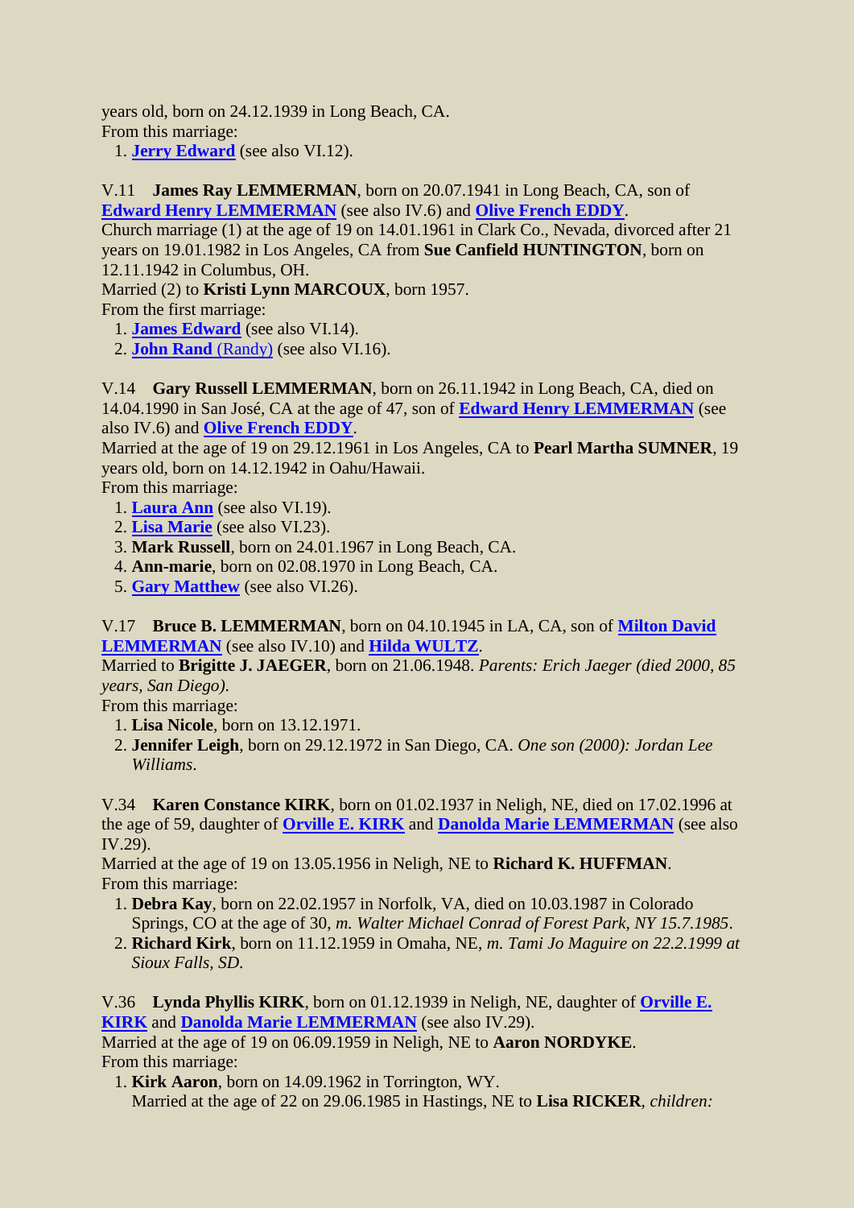years old, born on 24.12.1939 in Long Beach, CA.
From this marriage:

1. **Jerry Edward** (see also VI.12).

V.11 **James Ray LEMMERMAN**, born on 20.07.1941 in Long Beach, CA, son of **Edward Henry LEMMERMAN** (see also IV.6) and **Olive French EDDY**.
Church marriage (1) at the age of 19 on 14.01.1961 in Clark Co., Nevada, divorced after 21 years on 19.01.1982 in Los Angeles, CA from **Sue Canfield HUNTINGTON**, born on 12.11.1942 in Columbus, OH.
Married (2) to **Kristi Lynn MARCOUX**, born 1957.
From the first marriage:

1. **James Edward** (see also VI.14).
2. **John Rand** (Randy) (see also VI.16).

V.14 **Gary Russell LEMMERMAN**, born on 26.11.1942 in Long Beach, CA, died on 14.04.1990 in San José, CA at the age of 47, son of **Edward Henry LEMMERMAN** (see also IV.6) and **Olive French EDDY**.
Married at the age of 19 on 29.12.1961 in Los Angeles, CA to **Pearl Martha SUMNER**, 19 years old, born on 14.12.1942 in Oahu/Hawaii.
From this marriage:

1. **Laura Ann** (see also VI.19).
2. **Lisa Marie** (see also VI.23).
3. **Mark Russell**, born on 24.01.1967 in Long Beach, CA.
4. **Ann-marie**, born on 02.08.1970 in Long Beach, CA.
5. **Gary Matthew** (see also VI.26).

V.17 **Bruce B. LEMMERMAN**, born on 04.10.1945 in LA, CA, son of **Milton David LEMMERMAN** (see also IV.10) and **Hilda WULTZ**.
Married to **Brigitte J. JAEGER**, born on 21.06.1948. *Parents: Erich Jaeger (died 2000, 85 years, San Diego).*
From this marriage:

1. **Lisa Nicole**, born on 13.12.1971.
2. **Jennifer Leigh**, born on 29.12.1972 in San Diego, CA. *One son (2000): Jordan Lee Williams*.

V.34 **Karen Constance KIRK**, born on 01.02.1937 in Neligh, NE, died on 17.02.1996 at the age of 59, daughter of **Orville E. KIRK** and **Danolda Marie LEMMERMAN** (see also IV.29).
Married at the age of 19 on 13.05.1956 in Neligh, NE to **Richard K. HUFFMAN**.
From this marriage:

1. **Debra Kay**, born on 22.02.1957 in Norfolk, VA, died on 10.03.1987 in Colorado Springs, CO at the age of 30, *m. Walter Michael Conrad of Forest Park, NY 15.7.1985*.
2. **Richard Kirk**, born on 11.12.1959 in Omaha, NE, *m. Tami Jo Maguire on 22.2.1999 at Sioux Falls, SD.*

V.36 **Lynda Phyllis KIRK**, born on 01.12.1939 in Neligh, NE, daughter of **Orville E. KIRK** and **Danolda Marie LEMMERMAN** (see also IV.29).
Married at the age of 19 on 06.09.1959 in Neligh, NE to **Aaron NORDYKE**.
From this marriage:

1. **Kirk Aaron**, born on 14.09.1962 in Torrington, WY.
   Married at the age of 22 on 29.06.1985 in Hastings, NE to **Lisa RICKER**, *children:*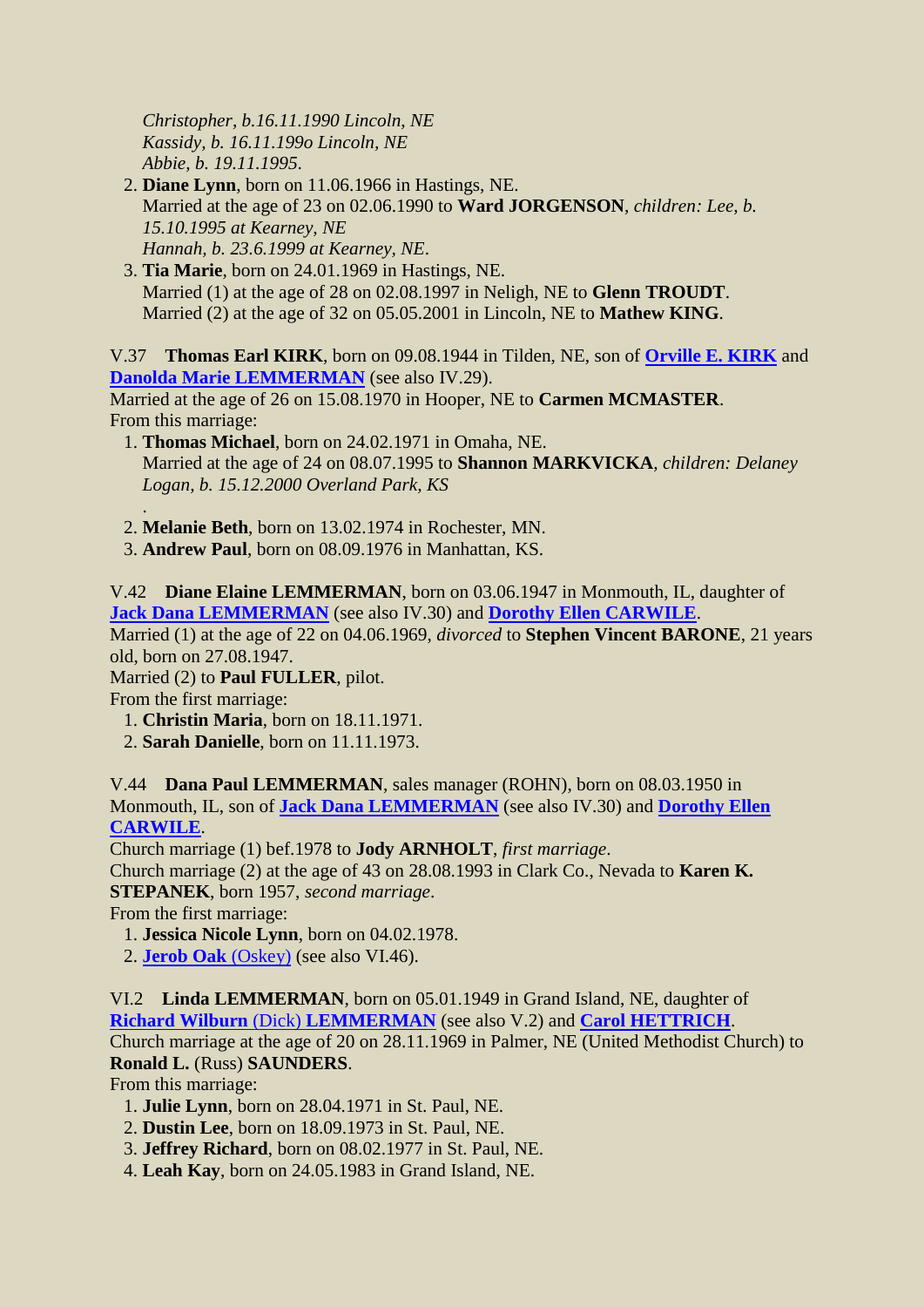*Christopher, b.16.11.1990 Lincoln, NE*
*Kassidy, b. 16.11.199o Lincoln, NE*
*Abbie, b. 19.11.1995*.

2. **Diane Lynn**, born on 11.06.1966 in Hastings, NE.
   Married at the age of 23 on 02.06.1990 to **Ward JORGENSON**, *children: Lee, b. 15.10.1995 at Kearney, NE*
   *Hannah, b. 23.6.1999 at Kearney, NE*.
3. **Tia Marie**, born on 24.01.1969 in Hastings, NE.
   Married (1) at the age of 28 on 02.08.1997 in Neligh, NE to **Glenn TROUDT**.
   Married (2) at the age of 32 on 05.05.2001 in Lincoln, NE to **Mathew KING**.

V.37 **Thomas Earl KIRK**, born on 09.08.1944 in Tilden, NE, son of **Orville E. KIRK** and **Danolda Marie LEMMERMAN** (see also IV.29).
Married at the age of 26 on 15.08.1970 in Hooper, NE to **Carmen MCMASTER**.
From this marriage:

1. **Thomas Michael**, born on 24.02.1971 in Omaha, NE.
   Married at the age of 24 on 08.07.1995 to **Shannon MARKVICKA**, *children: Delaney Logan, b. 15.12.2000 Overland Park, KS*
   .
2. **Melanie Beth**, born on 13.02.1974 in Rochester, MN.
3. **Andrew Paul**, born on 08.09.1976 in Manhattan, KS.

V.42 **Diane Elaine LEMMERMAN**, born on 03.06.1947 in Monmouth, IL, daughter of **Jack Dana LEMMERMAN** (see also IV.30) and **Dorothy Ellen CARWILE**.
Married (1) at the age of 22 on 04.06.1969, *divorced* to **Stephen Vincent BARONE**, 21 years old, born on 27.08.1947.
Married (2) to **Paul FULLER**, pilot.
From the first marriage:

1. **Christin Maria**, born on 18.11.1971.
2. **Sarah Danielle**, born on 11.11.1973.

V.44 **Dana Paul LEMMERMAN**, sales manager (ROHN), born on 08.03.1950 in Monmouth, IL, son of **Jack Dana LEMMERMAN** (see also IV.30) and **Dorothy Ellen CARWILE**.
Church marriage (1) bef.1978 to **Jody ARNHOLT**, *first marriage*.
Church marriage (2) at the age of 43 on 28.08.1993 in Clark Co., Nevada to **Karen K. STEPANEK**, born 1957, *second marriage*.
From the first marriage:

1. **Jessica Nicole Lynn**, born on 04.02.1978.
2. **Jerob Oak** (Oskey) (see also VI.46).

VI.2 **Linda LEMMERMAN**, born on 05.01.1949 in Grand Island, NE, daughter of **Richard Wilburn** (Dick) **LEMMERMAN** (see also V.2) and **Carol HETTRICH**.
Church marriage at the age of 20 on 28.11.1969 in Palmer, NE (United Methodist Church) to **Ronald L.** (Russ) **SAUNDERS**.
From this marriage:

1. **Julie Lynn**, born on 28.04.1971 in St. Paul, NE.
2. **Dustin Lee**, born on 18.09.1973 in St. Paul, NE.
3. **Jeffrey Richard**, born on 08.02.1977 in St. Paul, NE.
4. **Leah Kay**, born on 24.05.1983 in Grand Island, NE.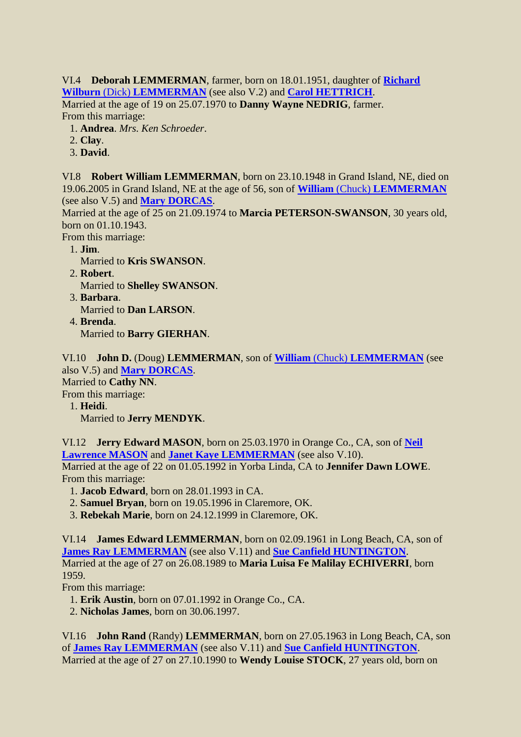VI.4 **Deborah LEMMERMAN**, farmer, born on 18.01.1951, daughter of **Richard Wilburn** (Dick) **LEMMERMAN** (see also V.2) and **Carol HETTRICH**.
Married at the age of 19 on 25.07.1970 to **Danny Wayne NEDRIG**, farmer.
From this marriage:

1. **Andrea**. *Mrs. Ken Schroeder*.
2. **Clay**.
3. **David**.

VI.8 **Robert William LEMMERMAN**, born on 23.10.1948 in Grand Island, NE, died on 19.06.2005 in Grand Island, NE at the age of 56, son of **William** (Chuck) **LEMMERMAN** (see also V.5) and **Mary DORCAS**.
Married at the age of 25 on 21.09.1974 to **Marcia PETERSON-SWANSON**, 30 years old, born on 01.10.1943.
From this marriage:

1. **Jim**.
   Married to **Kris SWANSON**.
2. **Robert**.
   Married to **Shelley SWANSON**.
3. **Barbara**.
   Married to **Dan LARSON**.
4. **Brenda**.
   Married to **Barry GIERHAN**.

VI.10 **John D.** (Doug) **LEMMERMAN**, son of **William** (Chuck) **LEMMERMAN** (see also V.5) and **Mary DORCAS**.
Married to **Cathy NN**.
From this marriage:

1. **Heidi**.
   Married to **Jerry MENDYK**.

VI.12 **Jerry Edward MASON**, born on 25.03.1970 in Orange Co., CA, son of **Neil Lawrence MASON** and **Janet Kaye LEMMERMAN** (see also V.10).
Married at the age of 22 on 01.05.1992 in Yorba Linda, CA to **Jennifer Dawn LOWE**.
From this marriage:

1. **Jacob Edward**, born on 28.01.1993 in CA.
2. **Samuel Bryan**, born on 19.05.1996 in Claremore, OK.
3. **Rebekah Marie**, born on 24.12.1999 in Claremore, OK.

VI.14 **James Edward LEMMERMAN**, born on 02.09.1961 in Long Beach, CA, son of **James Ray LEMMERMAN** (see also V.11) and **Sue Canfield HUNTINGTON**.
Married at the age of 27 on 26.08.1989 to **Maria Luisa Fe Malilay ECHIVERRI**, born 1959.
From this marriage:

1. **Erik Austin**, born on 07.01.1992 in Orange Co., CA.
2. **Nicholas James**, born on 30.06.1997.

VI.16 **John Rand** (Randy) **LEMMERMAN**, born on 27.05.1963 in Long Beach, CA, son of **James Ray LEMMERMAN** (see also V.11) and **Sue Canfield HUNTINGTON**.
Married at the age of 27 on 27.10.1990 to **Wendy Louise STOCK**, 27 years old, born on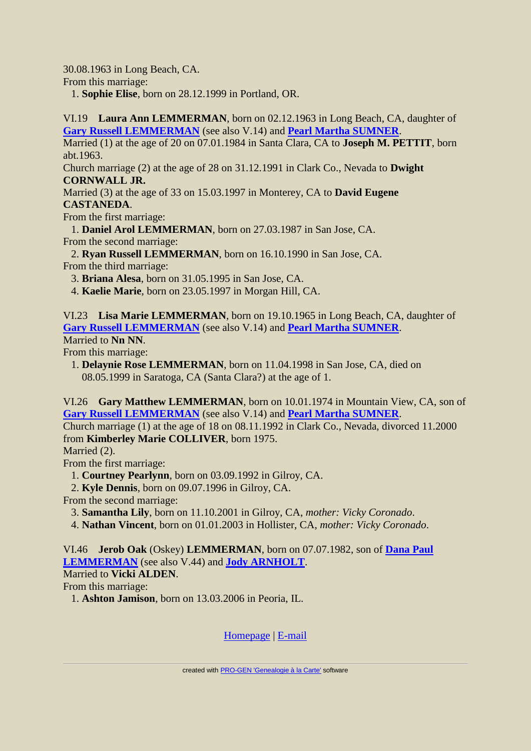30.08.1963 in Long Beach, CA.
From this marriage:
1. **Sophie Elise**, born on 28.12.1999 in Portland, OR.

VI.19 **Laura Ann LEMMERMAN**, born on 02.12.1963 in Long Beach, CA, daughter of **Gary Russell LEMMERMAN** (see also V.14) and **Pearl Martha SUMNER**.
Married (1) at the age of 20 on 07.01.1984 in Santa Clara, CA to **Joseph M. PETTIT**, born abt.1963.
Church marriage (2) at the age of 28 on 31.12.1991 in Clark Co., Nevada to **Dwight CORNWALL JR.**
Married (3) at the age of 33 on 15.03.1997 in Monterey, CA to **David Eugene CASTANEDA**.
From the first marriage:
1. **Daniel Arol LEMMERMAN**, born on 27.03.1987 in San Jose, CA.

From the second marriage:
2. **Ryan Russell LEMMERMAN**, born on 16.10.1990 in San Jose, CA.

From the third marriage:
3. **Briana Alesa**, born on 31.05.1995 in San Jose, CA.
4. **Kaelie Marie**, born on 23.05.1997 in Morgan Hill, CA.

VI.23 **Lisa Marie LEMMERMAN**, born on 19.10.1965 in Long Beach, CA, daughter of **Gary Russell LEMMERMAN** (see also V.14) and **Pearl Martha SUMNER**.
Married to **Nn NN**.
From this marriage:
1. **Delaynie Rose LEMMERMAN**, born on 11.04.1998 in San Jose, CA, died on 08.05.1999 in Saratoga, CA (Santa Clara?) at the age of 1.

VI.26 **Gary Matthew LEMMERMAN**, born on 10.01.1974 in Mountain View, CA, son of **Gary Russell LEMMERMAN** (see also V.14) and **Pearl Martha SUMNER**.
Church marriage (1) at the age of 18 on 08.11.1992 in Clark Co., Nevada, divorced 11.2000 from **Kimberley Marie COLLIVER**, born 1975.
Married (2).
From the first marriage:
1. **Courtney Pearlynn**, born on 03.09.1992 in Gilroy, CA.
2. **Kyle Dennis**, born on 09.07.1996 in Gilroy, CA.

From the second marriage:
3. **Samantha Lily**, born on 11.10.2001 in Gilroy, CA, *mother: Vicky Coronado*.
4. **Nathan Vincent**, born on 01.01.2003 in Hollister, CA, *mother: Vicky Coronado*.

VI.46 **Jerob Oak** (Oskey) **LEMMERMAN**, born on 07.07.1982, son of **Dana Paul LEMMERMAN** (see also V.44) and **Jody ARNHOLT**.
Married to **Vicki ALDEN**.
From this marriage:
1. **Ashton Jamison**, born on 13.03.2006 in Peoria, IL.

Homepage | E-mail

created with PRO-GEN 'Genealogie à la Carte' software